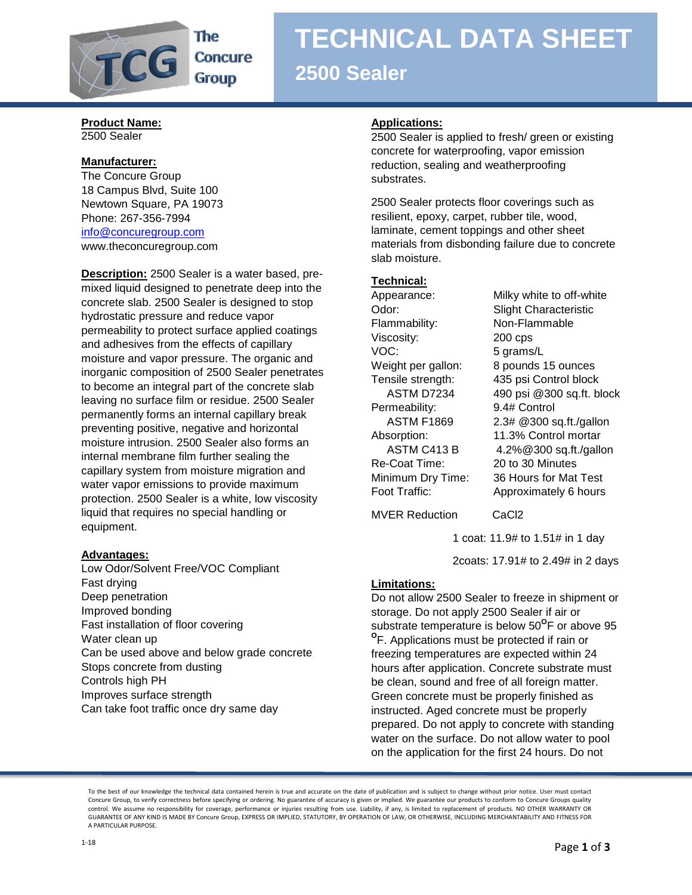# TECHNICAL DATA SHEET

## 2500 Sealer

**Product Name:**
2500 Sealer

**Manufacturer:**
The Concure Group
18 Campus Blvd, Suite 100
Newtown Square, PA 19073
Phone: 267-356-7994
info@concuregroup.com
www.theconcuregroup.com

**Description:** 2500 Sealer is a water based, pre-mixed liquid designed to penetrate deep into the concrete slab. 2500 Sealer is designed to stop hydrostatic pressure and reduce vapor permeability to protect surface applied coatings and adhesives from the effects of capillary moisture and vapor pressure. The organic and inorganic composition of 2500 Sealer penetrates to become an integral part of the concrete slab leaving no surface film or residue. 2500 Sealer permanently forms an internal capillary break preventing positive, negative and horizontal moisture intrusion. 2500 Sealer also forms an internal membrane film further sealing the capillary system from moisture migration and water vapor emissions to provide maximum protection. 2500 Sealer is a white, low viscosity liquid that requires no special handling or equipment.

**Advantages:**
Low Odor/Solvent Free/VOC Compliant
Fast drying
Deep penetration
Improved bonding
Fast installation of floor covering
Water clean up
Can be used above and below grade concrete
Stops concrete from dusting
Controls high PH
Improves surface strength
Can take foot traffic once dry same day

**Applications:**
2500 Sealer is applied to fresh/ green or existing concrete for waterproofing, vapor emission reduction, sealing and weatherproofing substrates.

2500 Sealer protects floor coverings such as resilient, epoxy, carpet, rubber tile, wood, laminate, cement toppings and other sheet materials from disbonding failure due to concrete slab moisture.

**Technical:**

| | |
|---|---|
| Appearance: | Milky white to off-white |
| Odor: | Slight Characteristic |
| Flammability: | Non-Flammable |
| Viscosity: | 200 cps |
| VOC: | 5 grams/L |
| Weight per gallon: | 8 pounds 15 ounces |
| Tensile strength: | 435 psi Control block |
| ASTM D7234 | 490 psi @300 sq.ft. block |
| Permeability: | 9.4# Control |
| ASTM F1869 | 2.3# @300 sq.ft./gallon |
| Absorption: | 11.3% Control mortar |
| ASTM C413 B | 4.2%@300 sq.ft./gallon |
| Re-Coat Time: | 20 to 30 Minutes |
| Minimum Dry Time: | 36 Hours for Mat Test |
| Foot Traffic: | Approximately 6 hours |

MVER Reduction CaCl2

1 coat: 11.9# to 1.51# in 1 day

2coats: 17.91# to 2.49# in 2 days

**Limitations:**
Do not allow 2500 Sealer to freeze in shipment or storage. Do not apply 2500 Sealer if air or substrate temperature is below 50°F or above 95 °F. Applications must be protected if rain or freezing temperatures are expected within 24 hours after application. Concrete substrate must be clean, sound and free of all foreign matter. Green concrete must be properly finished as instructed. Aged concrete must be properly prepared. Do not apply to concrete with standing water on the surface. Do not allow water to pool on the application for the first 24 hours. Do not

To the best of our knowledge the technical data contained herein is true and accurate on the date of publication and is subject to change without prior notice. User must contact Concure Group, to verify correctness before specifying or ordering. No guarantee of accuracy is given or implied. We guarantee our products to conform to Concure Groups quality control. We assume no responsibility for coverage, performance or injuries resulting from use. Liability, if any, is limited to replacement of products. NO OTHER WARRANTY OR GUARANTEE OF ANY KIND IS MADE BY Concure Group, EXPRESS OR IMPLIED, STATUTORY, BY OPERATION OF LAW, OR OTHERWISE, INCLUDING MERCHANTABILITY AND FITNESS FOR A PARTICULAR PURPOSE.

1-18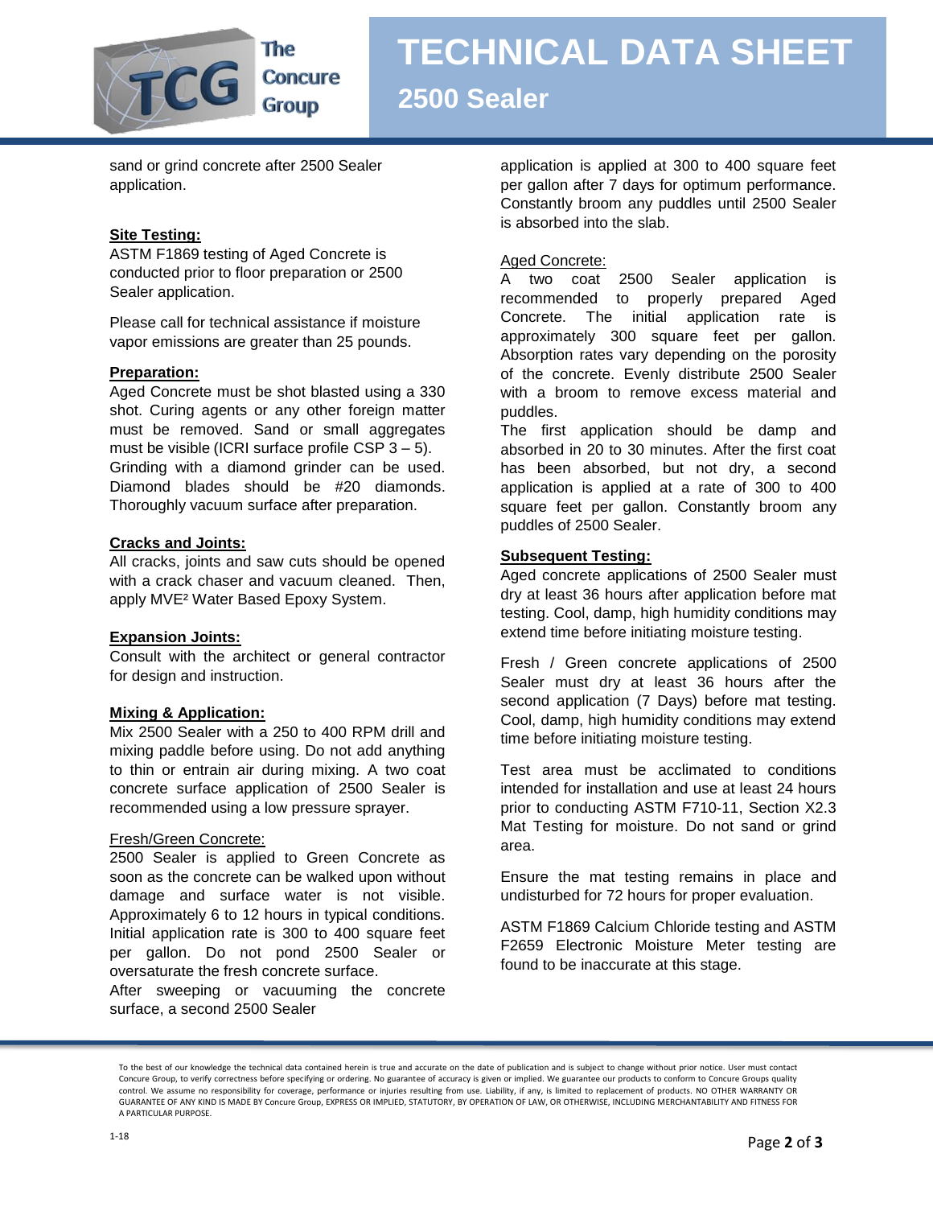sand or grind concrete after 2500 Sealer application.

**Site Testing:**

ASTM F1869 testing of Aged Concrete is conducted prior to floor preparation or 2500 Sealer application.

Please call for technical assistance if moisture vapor emissions are greater than 25 pounds.

**Preparation:**

Aged Concrete must be shot blasted using a 330 shot. Curing agents or any other foreign matter must be removed. Sand or small aggregates must be visible (ICRI surface profile CSP 3 – 5). Grinding with a diamond grinder can be used. Diamond blades should be #20 diamonds. Thoroughly vacuum surface after preparation.

**Cracks and Joints:**

All cracks, joints and saw cuts should be opened with a crack chaser and vacuum cleaned. Then, apply MVE² Water Based Epoxy System.

**Expansion Joints:**

Consult with the architect or general contractor for design and instruction.

**Mixing & Application:**

Mix 2500 Sealer with a 250 to 400 RPM drill and mixing paddle before using. Do not add anything to thin or entrain air during mixing. A two coat concrete surface application of 2500 Sealer is recommended using a low pressure sprayer.

Fresh/Green Concrete:

2500 Sealer is applied to Green Concrete as soon as the concrete can be walked upon without damage and surface water is not visible. Approximately 6 to 12 hours in typical conditions. Initial application rate is 300 to 400 square feet per gallon. Do not pond 2500 Sealer or oversaturate the fresh concrete surface.

After sweeping or vacuuming the concrete surface, a second 2500 Sealer application is applied at 300 to 400 square feet per gallon after 7 days for optimum performance. Constantly broom any puddles until 2500 Sealer is absorbed into the slab.

Aged Concrete:

A two coat 2500 Sealer application is recommended to properly prepared Aged Concrete. The initial application rate is approximately 300 square feet per gallon. Absorption rates vary depending on the porosity of the concrete. Evenly distribute 2500 Sealer with a broom to remove excess material and puddles.

The first application should be damp and absorbed in 20 to 30 minutes. After the first coat has been absorbed, but not dry, a second application is applied at a rate of 300 to 400 square feet per gallon. Constantly broom any puddles of 2500 Sealer.

**Subsequent Testing:**

Aged concrete applications of 2500 Sealer must dry at least 36 hours after application before mat testing. Cool, damp, high humidity conditions may extend time before initiating moisture testing.

Fresh / Green concrete applications of 2500 Sealer must dry at least 36 hours after the second application (7 Days) before mat testing. Cool, damp, high humidity conditions may extend time before initiating moisture testing.

Test area must be acclimated to conditions intended for installation and use at least 24 hours prior to conducting ASTM F710-11, Section X2.3 Mat Testing for moisture. Do not sand or grind area.

Ensure the mat testing remains in place and undisturbed for 72 hours for proper evaluation.

ASTM F1869 Calcium Chloride testing and ASTM F2659 Electronic Moisture Meter testing are found to be inaccurate at this stage.

To the best of our knowledge the technical data contained herein is true and accurate on the date of publication and is subject to change without prior notice. User must contact Concure Group, to verify correctness before specifying or ordering. No guarantee of accuracy is given or implied. We guarantee our products to conform to Concure Groups quality control. We assume no responsibility for coverage, performance or injuries resulting from use. Liability, if any, is limited to replacement of products. NO OTHER WARRANTY OR GUARANTEE OF ANY KIND IS MADE BY Concure Group, EXPRESS OR IMPLIED, STATUTORY, BY OPERATION OF LAW, OR OTHERWISE, INCLUDING MERCHANTABILITY AND FITNESS FOR A PARTICULAR PURPOSE.

1-18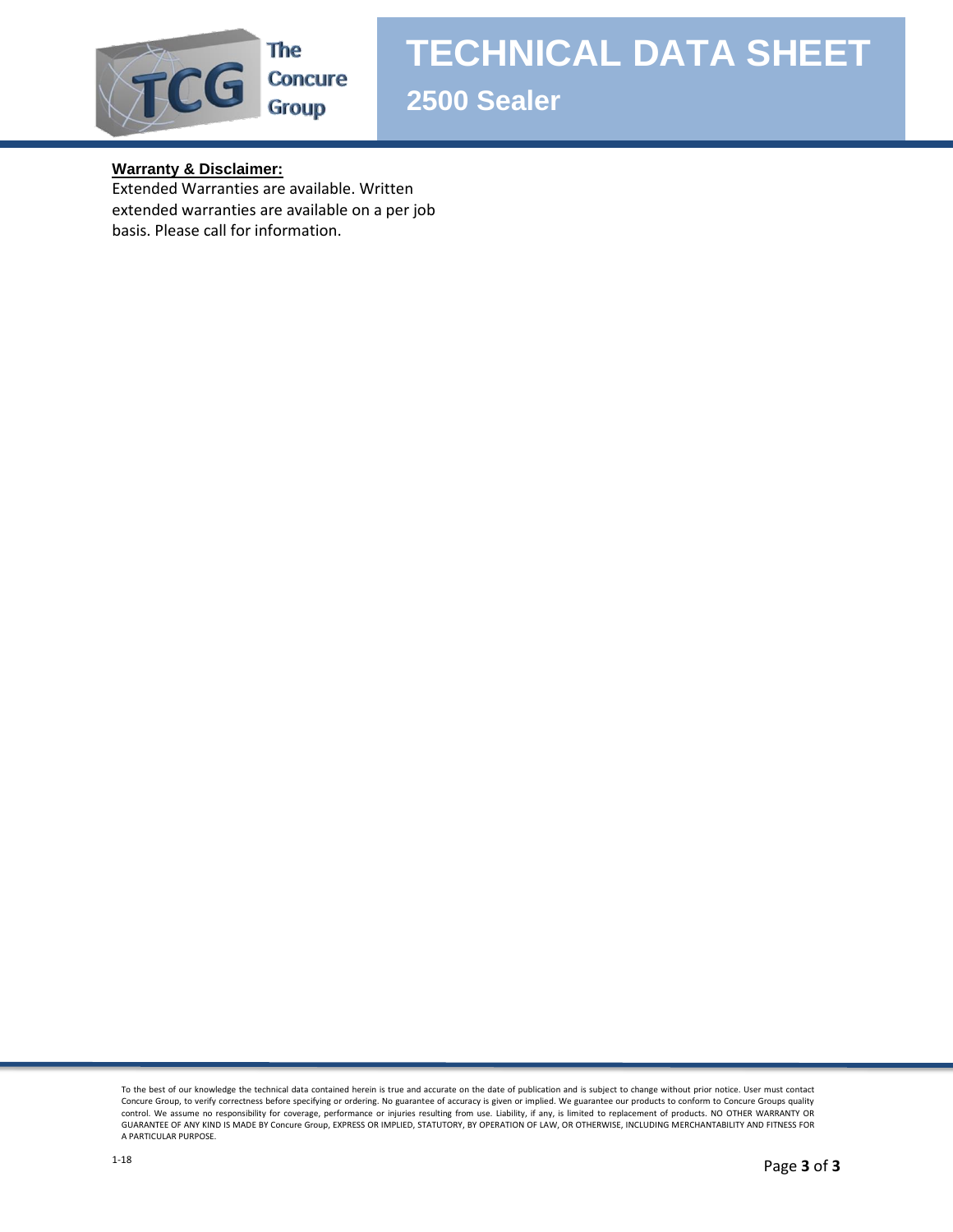**Warranty & Disclaimer:**

Extended Warranties are available. Written extended warranties are available on a per job basis. Please call for information.

To the best of our knowledge the technical data contained herein is true and accurate on the date of publication and is subject to change without prior notice. User must contact Concure Group, to verify correctness before specifying or ordering. No guarantee of accuracy is given or implied. We guarantee our products to conform to Concure Groups quality control. We assume no responsibility for coverage, performance or injuries resulting from use. Liability, if any, is limited to replacement of products. NO OTHER WARRANTY OR GUARANTEE OF ANY KIND IS MADE BY Concure Group, EXPRESS OR IMPLIED, STATUTORY, BY OPERATION OF LAW, OR OTHERWISE, INCLUDING MERCHANTABILITY AND FITNESS FOR A PARTICULAR PURPOSE.

1-18